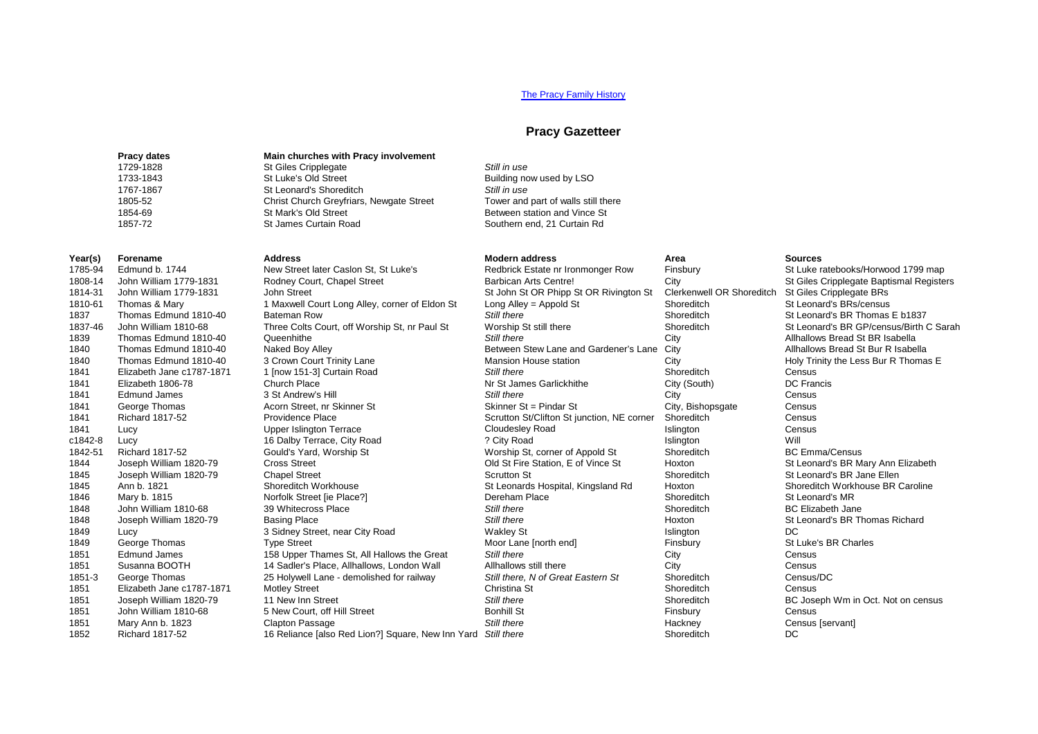[The Pracy Family History](#)

# Pracy Gazetteer

| Pracy dates | Main churches with Pracy involvement | |
|---|---|---|
| 1729-1828 | St Giles Cripplegate | *Still in use* |
| 1733-1843 | St Luke's Old Street | Building now used by LSO |
| 1767-1867 | St Leonard's Shoreditch | *Still in use* |
| 1805-52 | Christ Church Greyfriars, Newgate Street | Tower and part of walls still there |
| 1854-69 | St Mark's Old Street | Between station and Vince St |
| 1857-72 | St James Curtain Road | Southern end, 21 Curtain Rd |

| Year(s) | Forename | Address | Modern address | Area | Sources |
|---|---|---|---|---|---|
| 1785-94 | Edmund b. 1744 | New Street later Caslon St, St Luke's | Redbrick Estate nr Ironmonger Row | Finsbury | St Luke ratebooks/Horwood 1799 map |
| 1808-14 | John William 1779-1831 | Rodney Court, Chapel Street | Barbican Arts Centre! | City | St Giles Cripplegate Baptismal Registers |
| 1814-31 | John William 1779-1831 | John Street | St John St OR Phipp St OR Rivington St | Clerkenwell OR Shoreditch | St Giles Cripplegate BRs |
| 1810-61 | Thomas & Mary | 1 Maxwell Court Long Alley, corner of Eldon St | Long Alley = Appold St | Shoreditch | St Leonard's BRs/census |
| 1837 | Thomas Edmund 1810-40 | Bateman Row | *Still there* | Shoreditch | St Leonard's BR Thomas E b1837 |
| 1837-46 | John William 1810-68 | Three Colts Court, off Worship St, nr Paul St | Worship St still there | Shoreditch | St Leonard's BR GP/census/Birth C Sarah |
| 1839 | Thomas Edmund 1810-40 | Queenhithe | *Still there* | City | Allhallows Bread St BR Isabella |
| 1840 | Thomas Edmund 1810-40 | Naked Boy Alley | Between Stew Lane and Gardener's Lane | City | Allhallows Bread St Bur R Isabella |
| 1840 | Thomas Edmund 1810-40 | 3 Crown Court Trinity Lane | Mansion House station | City | Holy Trinity the Less Bur R Thomas E |
| 1841 | Elizabeth Jane c1787-1871 | 1 [now 151-3] Curtain Road | *Still there* | Shoreditch | Census |
| 1841 | Elizabeth 1806-78 | Church Place | Nr St James Garlickhithe | City (South) | DC Francis |
| 1841 | Edmund James | 3 St Andrew's Hill | *Still there* | City | Census |
| 1841 | George Thomas | Acorn Street, nr Skinner St | Skinner St = Pindar St | City, Bishopsgate | Census |
| 1841 | Richard 1817-52 | Providence Place | Scrutton St/Clifton St junction, NE corner | Shoreditch | Census |
| 1841 | Lucy | Upper Islington Terrace | Cloudesley Road | Islington | Census |
| c1842-8 | Lucy | 16 Dalby Terrace, City Road | ? City Road | Islington | Will |
| 1842-51 | Richard 1817-52 | Gould's Yard, Worship St | Worship St, corner of Appold St | Shoreditch | BC Emma/Census |
| 1844 | Joseph William 1820-79 | Cross Street | Old St Fire Station, E of Vince St | Hoxton | St Leonard's BR Mary Ann Elizabeth |
| 1845 | Joseph William 1820-79 | Chapel Street | Scrutton St | Shoreditch | St Leonard's BR Jane Ellen |
| 1845 | Ann b. 1821 | Shoreditch Workhouse | St Leonards Hospital, Kingsland Rd | Hoxton | Shoreditch Workhouse BR Caroline |
| 1846 | Mary b. 1815 | Norfolk Street [ie Place?] | Dereham Place | Shoreditch | St Leonard's MR |
| 1848 | John William 1810-68 | 39 Whitecross Place | *Still there* | Shoreditch | BC Elizabeth Jane |
| 1848 | Joseph William 1820-79 | Basing Place | *Still there* | Hoxton | St Leonard's BR Thomas Richard |
| 1849 | Lucy | 3 Sidney Street, near City Road | Wakley St | Islington | DC |
| 1849 | George Thomas | Type Street | Moor Lane [north end] | Finsbury | St Luke's BR Charles |
| 1851 | Edmund James | 158 Upper Thames St, All Hallows the Great | *Still there* | City | Census |
| 1851 | Susanna BOOTH | 14 Sadler's Place, Allhallows, London Wall | Allhallows still there | City | Census |
| 1851-3 | George Thomas | 25 Holywell Lane - demolished for railway | *Still there, N of Great Eastern St* | Shoreditch | Census/DC |
| 1851 | Elizabeth Jane c1787-1871 | Motley Street | Christina St | Shoreditch | Census |
| 1851 | Joseph William 1820-79 | 11 New Inn Street | *Still there* | Shoreditch | BC Joseph Wm in Oct. Not on census |
| 1851 | John William 1810-68 | 5 New Court, off Hill Street | Bonhill St | Finsbury | Census |
| 1851 | Mary Ann b. 1823 | Clapton Passage | *Still there* | Hackney | Census [servant] |
| 1852 | Richard 1817-52 | 16 Reliance [also Red Lion?] Square, New Inn Yard | *Still there* | Shoreditch | DC |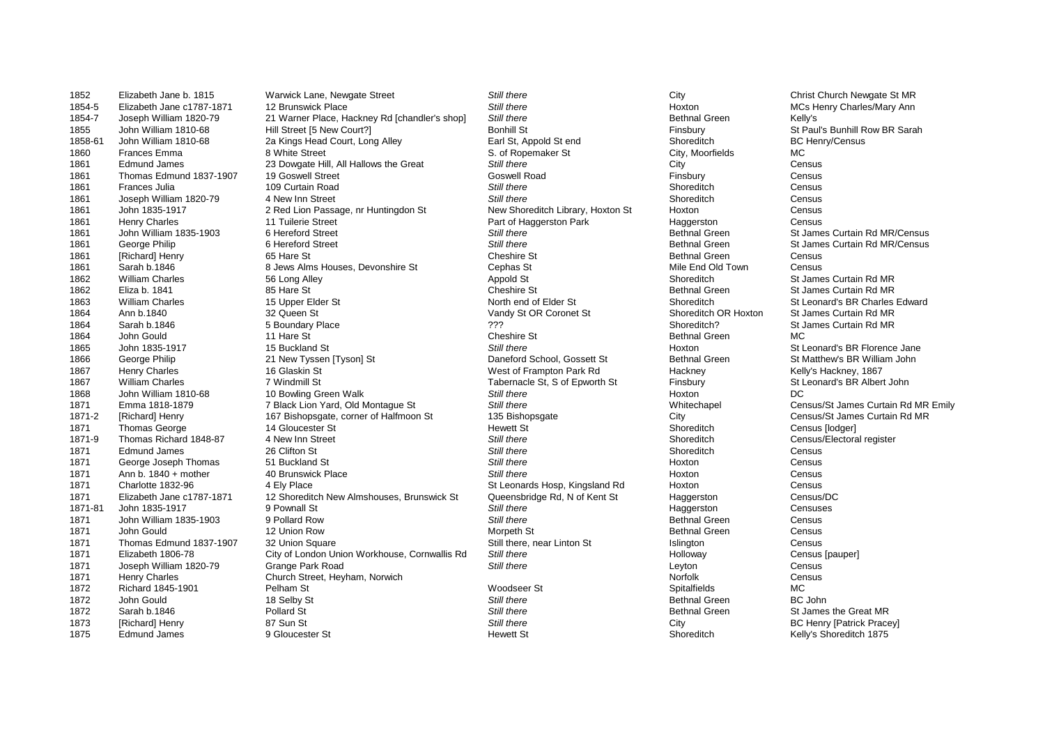| | | | | | |
|---|---|---|---|---|---|
| 1852 | Elizabeth Jane b. 1815 | Warwick Lane, Newgate Street | *Still there* | City | Christ Church Newgate St MR |
| 1854-5 | Elizabeth Jane c1787-1871 | 12 Brunswick Place | *Still there* | Hoxton | MCs Henry Charles/Mary Ann |
| 1854-7 | Joseph William 1820-79 | 21 Warner Place, Hackney Rd [chandler's shop] | *Still there* | Bethnal Green | Kelly's |
| 1855 | John William 1810-68 | Hill Street [5 New Court?] | Bonhill St | Finsbury | St Paul's Bunhill Row BR Sarah |
| 1858-61 | John William 1810-68 | 2a Kings Head Court, Long Alley | Earl St, Appold St end | Shoreditch | BC Henry/Census |
| 1860 | Frances Emma | 8 White Street | S. of Ropemaker St | City, Moorfields | MC |
| 1861 | Edmund James | 23 Dowgate Hill, All Hallows the Great | *Still there* | City | Census |
| 1861 | Thomas Edmund 1837-1907 | 19 Goswell Street | Goswell Road | Finsbury | Census |
| 1861 | Frances Julia | 109 Curtain Road | *Still there* | Shoreditch | Census |
| 1861 | Joseph William 1820-79 | 4 New Inn Street | *Still there* | Shoreditch | Census |
| 1861 | John 1835-1917 | 2 Red Lion Passage, nr Huntingdon St | New Shoreditch Library, Hoxton St | Hoxton | Census |
| 1861 | Henry Charles | 11 Tuilerie Street | Part of Haggerston Park | Haggerston | Census |
| 1861 | John William 1835-1903 | 6 Hereford Street | *Still there* | Bethnal Green | St James Curtain Rd MR/Census |
| 1861 | George Philip | 6 Hereford Street | *Still there* | Bethnal Green | St James Curtain Rd MR/Census |
| 1861 | [Richard] Henry | 65 Hare St | Cheshire St | Bethnal Green | Census |
| 1861 | Sarah b.1846 | 8 Jews Alms Houses, Devonshire St | Cephas St | Mile End Old Town | Census |
| 1862 | William Charles | 56 Long Alley | Appold St | Shoreditch | St James Curtain Rd MR |
| 1862 | Eliza b. 1841 | 85 Hare St | Cheshire St | Bethnal Green | St James Curtain Rd MR |
| 1863 | William Charles | 15 Upper Elder St | North end of Elder St | Shoreditch | St Leonard's BR Charles Edward |
| 1864 | Ann b.1840 | 32 Queen St | Vandy St OR Coronet St | Shoreditch OR Hoxton | St James Curtain Rd MR |
| 1864 | Sarah b.1846 | 5 Boundary Place | ??? | Shoreditch? | St James Curtain Rd MR |
| 1864 | John Gould | 11 Hare St | Cheshire St | Bethnal Green | MC |
| 1865 | John 1835-1917 | 15 Buckland St | *Still there* | Hoxton | St Leonard's BR Florence Jane |
| 1866 | George Philip | 21 New Tyssen [Tyson] St | Daneford School, Gossett St | Bethnal Green | St Matthew's BR William John |
| 1867 | Henry Charles | 16 Glaskin St | West of Frampton Park Rd | Hackney | Kelly's Hackney, 1867 |
| 1867 | William Charles | 7 Windmill St | Tabernacle St, S of Epworth St | Finsbury | St Leonard's BR Albert John |
| 1868 | John William 1810-68 | 10 Bowling Green Walk | *Still there* | Hoxton | DC |
| 1871 | Emma 1818-1879 | 7 Black Lion Yard, Old Montague St | *Still there* | Whitechapel | Census/St James Curtain Rd MR Emily |
| 1871-2 | [Richard] Henry | 167 Bishopsgate, corner of Halfmoon St | 135 Bishopsgate | City | Census/St James Curtain Rd MR |
| 1871 | Thomas George | 14 Gloucester St | Hewett St | Shoreditch | Census [lodger] |
| 1871-9 | Thomas Richard 1848-87 | 4 New Inn Street | *Still there* | Shoreditch | Census/Electoral register |
| 1871 | Edmund James | 26 Clifton St | *Still there* | Shoreditch | Census |
| 1871 | George Joseph Thomas | 51 Buckland St | *Still there* | Hoxton | Census |
| 1871 | Ann b. 1840 + mother | 40 Brunswick Place | *Still there* | Hoxton | Census |
| 1871 | Charlotte 1832-96 | 4 Ely Place | St Leonards Hosp, Kingsland Rd | Hoxton | Census |
| 1871 | Elizabeth Jane c1787-1871 | 12 Shoreditch New Almshouses, Brunswick St | Queensbridge Rd, N of Kent St | Haggerston | Census/DC |
| 1871-81 | John 1835-1917 | 9 Pownall St | *Still there* | Haggerston | Censuses |
| 1871 | John William 1835-1903 | 9 Pollard Row | *Still there* | Bethnal Green | Census |
| 1871 | John Gould | 12 Union Row | Morpeth St | Bethnal Green | Census |
| 1871 | Thomas Edmund 1837-1907 | 32 Union Square | Still there, near Linton St | Islington | Census |
| 1871 | Elizabeth 1806-78 | City of London Union Workhouse, Cornwallis Rd | *Still there* | Holloway | Census [pauper] |
| 1871 | Joseph William 1820-79 | Grange Park Road | *Still there* | Leyton | Census |
| 1871 | Henry Charles | Church Street, Heyham, Norwich | | Norfolk | Census |
| 1872 | Richard 1845-1901 | Pelham St | Woodseer St | Spitalfields | MC |
| 1872 | John Gould | 18 Selby St | *Still there* | Bethnal Green | BC John |
| 1872 | Sarah b.1846 | Pollard St | *Still there* | Bethnal Green | St James the Great MR |
| 1873 | [Richard] Henry | 87 Sun St | *Still there* | City | BC Henry [Patrick Pracey] |
| 1875 | Edmund James | 9 Gloucester St | Hewett St | Shoreditch | Kelly's Shoreditch 1875 |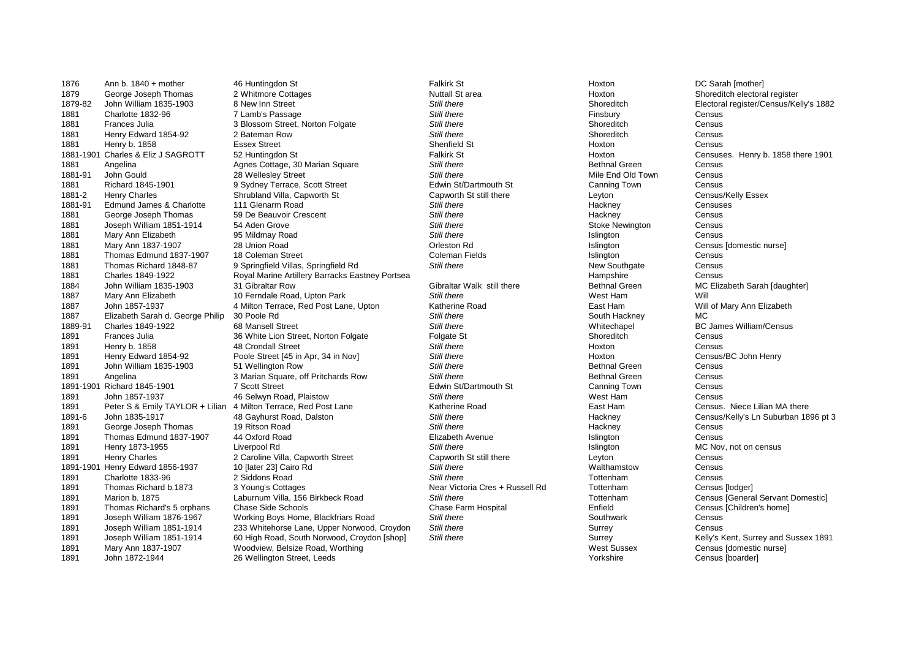| | | | | | |
|---|---|---|---|---|---|
| 1876 | Ann b. 1840 + mother | 46 Huntingdon St | Falkirk St | Hoxton | DC Sarah [mother] |
| 1879 | George Joseph Thomas | 2 Whitmore Cottages | Nuttall St area | Hoxton | Shoreditch electoral register |
| 1879-82 | John William 1835-1903 | 8 New Inn Street | *Still there* | Shoreditch | Electoral register/Census/Kelly's 1882 |
| 1881 | Charlotte 1832-96 | 7 Lamb's Passage | *Still there* | Finsbury | Census |
| 1881 | Frances Julia | 3 Blossom Street, Norton Folgate | *Still there* | Shoreditch | Census |
| 1881 | Henry Edward 1854-92 | 2 Bateman Row | *Still there* | Shoreditch | Census |
| 1881 | Henry b. 1858 | Essex Street | Shenfield St | Hoxton | Census |
| 1881-1901 | Charles & Eliz J SAGROTT | 52 Huntingdon St | Falkirk St | Hoxton | Censuses. Henry b. 1858 there 1901 |
| 1881 | Angelina | Agnes Cottage, 30 Marian Square | *Still there* | Bethnal Green | Census |
| 1881-91 | John Gould | 28 Wellesley Street | *Still there* | Mile End Old Town | Census |
| 1881 | Richard 1845-1901 | 9 Sydney Terrace, Scott Street | Edwin St/Dartmouth St | Canning Town | Census |
| 1881-2 | Henry Charles | Shrubland Villa, Capworth St | Capworth St still there | Leyton | Census/Kelly Essex |
| 1881-91 | Edmund James & Charlotte | 111 Glenarm Road | *Still there* | Hackney | Censuses |
| 1881 | George Joseph Thomas | 59 De Beauvoir Crescent | *Still there* | Hackney | Census |
| 1881 | Joseph William 1851-1914 | 54 Aden Grove | *Still there* | Stoke Newington | Census |
| 1881 | Mary Ann Elizabeth | 95 Mildmay Road | *Still there* | Islington | Census |
| 1881 | Mary Ann 1837-1907 | 28 Union Road | Orleston Rd | Islington | Census [domestic nurse] |
| 1881 | Thomas Edmund 1837-1907 | 18 Coleman Street | Coleman Fields | Islington | Census |
| 1881 | Thomas Richard 1848-87 | 9 Springfield Villas, Springfield Rd | *Still there* | New Southgate | Census |
| 1881 | Charles 1849-1922 | Royal Marine Artillery Barracks Eastney Portsea | | Hampshire | Census |
| 1884 | John William 1835-1903 | 31 Gibraltar Row | Gibraltar Walk still there | Bethnal Green | MC Elizabeth Sarah [daughter] |
| 1887 | Mary Ann Elizabeth | 10 Ferndale Road, Upton Park | *Still there* | West Ham | Will |
| 1887 | John 1857-1937 | 4 Milton Terrace, Red Post Lane, Upton | Katherine Road | East Ham | Will of Mary Ann Elizabeth |
| 1887 | Elizabeth Sarah d. George Philip | 30 Poole Rd | *Still there* | South Hackney | MC |
| 1889-91 | Charles 1849-1922 | 68 Mansell Street | *Still there* | Whitechapel | BC James William/Census |
| 1891 | Frances Julia | 36 White Lion Street, Norton Folgate | Folgate St | Shoreditch | Census |
| 1891 | Henry b. 1858 | 48 Crondall Street | *Still there* | Hoxton | Census |
| 1891 | Henry Edward 1854-92 | Poole Street [45 in Apr, 34 in Nov] | *Still there* | Hoxton | Census/BC John Henry |
| 1891 | John William 1835-1903 | 51 Wellington Row | *Still there* | Bethnal Green | Census |
| 1891 | Angelina | 3 Marian Square, off Pritchards Row | *Still there* | Bethnal Green | Census |
| 1891-1901 | Richard 1845-1901 | 7 Scott Street | Edwin St/Dartmouth St | Canning Town | Census |
| 1891 | John 1857-1937 | 46 Selwyn Road, Plaistow | *Still there* | West Ham | Census |
| 1891 | Peter S & Emily TAYLOR + Lilian | 4 Milton Terrace, Red Post Lane | Katherine Road | East Ham | Census. Niece Lilian MA there |
| 1891-6 | John 1835-1917 | 48 Gayhurst Road, Dalston | *Still there* | Hackney | Census/Kelly's Ln Suburban 1896 pt 3 |
| 1891 | George Joseph Thomas | 19 Ritson Road | *Still there* | Hackney | Census |
| 1891 | Thomas Edmund 1837-1907 | 44 Oxford Road | Elizabeth Avenue | Islington | Census |
| 1891 | Henry 1873-1955 | Liverpool Rd | *Still there* | Islington | MC Nov, not on census |
| 1891 | Henry Charles | 2 Caroline Villa, Capworth Street | Capworth St still there | Leyton | Census |
| 1891-1901 | Henry Edward 1856-1937 | 10 [later 23] Cairo Rd | *Still there* | Walthamstow | Census |
| 1891 | Charlotte 1833-96 | 2 Siddons Road | *Still there* | Tottenham | Census |
| 1891 | Thomas Richard b.1873 | 3 Young's Cottages | Near Victoria Cres + Russell Rd | Tottenham | Census [lodger] |
| 1891 | Marion b. 1875 | Laburnum Villa, 156 Birkbeck Road | *Still there* | Tottenham | Census [General Servant Domestic] |
| 1891 | Thomas Richard's 5 orphans | Chase Side Schools | Chase Farm Hospital | Enfield | Census [Children's home] |
| 1891 | Joseph William 1876-1967 | Working Boys Home, Blackfriars Road | *Still there* | Southwark | Census |
| 1891 | Joseph William 1851-1914 | 233 Whitehorse Lane, Upper Norwood, Croydon | *Still there* | Surrey | Census |
| 1891 | Joseph William 1851-1914 | 60 High Road, South Norwood, Croydon [shop] | *Still there* | Surrey | Kelly's Kent, Surrey and Sussex 1891 |
| 1891 | Mary Ann 1837-1907 | Woodview, Belsize Road, Worthing | | West Sussex | Census [domestic nurse] |
| 1891 | John 1872-1944 | 26 Wellington Street, Leeds | | Yorkshire | Census [boarder] |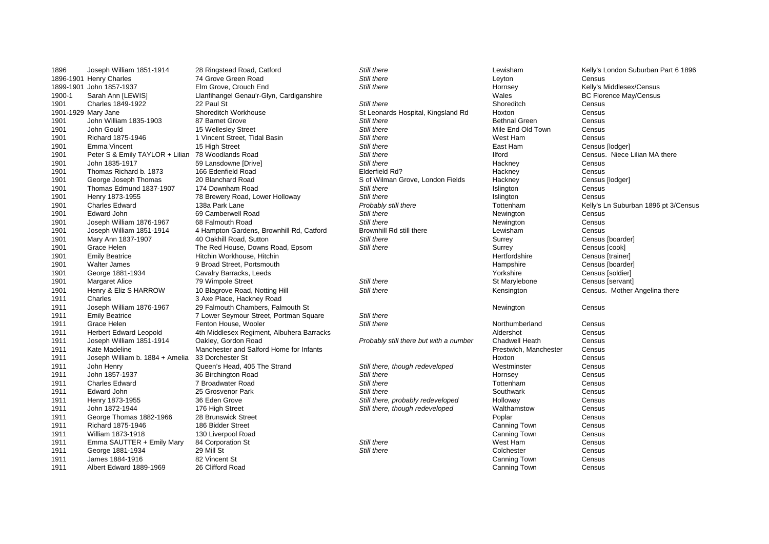| | | | | | |
|---|---|---|---|---|---|
| 1896 | Joseph William 1851-1914 | 28 Ringstead Road, Catford | *Still there* | Lewisham | Kelly's London Suburban Part 6 1896 |
| 1896-1901 | Henry Charles | 74 Grove Green Road | *Still there* | Leyton | Census |
| 1899-1901 | John 1857-1937 | Elm Grove, Crouch End | *Still there* | Hornsey | Kelly's Middlesex/Census |
| 1900-1 | Sarah Ann [LEWIS] | Llanfihangel Genau'r-Glyn, Cardiganshire | | Wales | BC Florence May/Census |
| 1901 | Charles 1849-1922 | 22 Paul St | *Still there* | Shoreditch | Census |
| 1901-1929 | Mary Jane | Shoreditch Workhouse | St Leonards Hospital, Kingsland Rd | Hoxton | Census |
| 1901 | John William 1835-1903 | 87 Barnet Grove | *Still there* | Bethnal Green | Census |
| 1901 | John Gould | 15 Wellesley Street | *Still there* | Mile End Old Town | Census |
| 1901 | Richard 1875-1946 | 1 Vincent Street, Tidal Basin | *Still there* | West Ham | Census |
| 1901 | Emma Vincent | 15 High Street | *Still there* | East Ham | Census [lodger] |
| 1901 | Peter S & Emily TAYLOR + Lilian | 78 Woodlands Road | *Still there* | Ilford | Census. Niece Lilian MA there |
| 1901 | John 1835-1917 | 59 Lansdowne [Drive] | *Still there* | Hackney | Census |
| 1901 | Thomas Richard b. 1873 | 166 Edenfield Road | Elderfield Rd? | Hackney | Census |
| 1901 | George Joseph Thomas | 20 Blanchard Road | S of Wilman Grove, London Fields | Hackney | Census [lodger] |
| 1901 | Thomas Edmund 1837-1907 | 174 Downham Road | *Still there* | Islington | Census |
| 1901 | Henry 1873-1955 | 78 Brewery Road, Lower Holloway | *Still there* | Islington | Census |
| 1901 | Charles Edward | 138a Park Lane | *Probably still there* | Tottenham | Kelly's Ln Suburban 1896 pt 3/Census |
| 1901 | Edward John | 69 Camberwell Road | *Still there* | Newington | Census |
| 1901 | Joseph William 1876-1967 | 68 Falmouth Road | *Still there* | Newington | Census |
| 1901 | Joseph William 1851-1914 | 4 Hampton Gardens, Brownhill Rd, Catford | Brownhill Rd still there | Lewisham | Census |
| 1901 | Mary Ann 1837-1907 | 40 Oakhill Road, Sutton | *Still there* | Surrey | Census [boarder] |
| 1901 | Grace Helen | The Red House, Downs Road, Epsom | *Still there* | Surrey | Census [cook] |
| 1901 | Emily Beatrice | Hitchin Workhouse, Hitchin | | Hertfordshire | Census [trainer] |
| 1901 | Walter James | 9 Broad Street, Portsmouth | | Hampshire | Census [boarder] |
| 1901 | George 1881-1934 | Cavalry Barracks, Leeds | | Yorkshire | Census [soldier] |
| 1901 | Margaret Alice | 79 Wimpole Street | *Still there* | St Marylebone | Census [servant] |
| 1901 | Henry & Eliz S HARROW | 10 Blagrove Road, Notting Hill | *Still there* | Kensington | Census. Mother Angelina there |
| 1911 | Charles | 3 Axe Place, Hackney Road | | | |
| 1911 | Joseph William 1876-1967 | 29 Falmouth Chambers, Falmouth St | | Newington | Census |
| 1911 | Emily Beatrice | 7 Lower Seymour Street, Portman Square | *Still there* | | |
| 1911 | Grace Helen | Fenton House, Wooler | *Still there* | Northumberland | Census |
| 1911 | Herbert Edward Leopold | 4th Middlesex Regiment, Albuhera Barracks | | Aldershot | Census |
| 1911 | Joseph William 1851-1914 | Oakley, Gordon Road | *Probably still there but with a number* | Chadwell Heath | Census |
| 1911 | Kate Madeline | Manchester and Salford Home for Infants | | Prestwich, Manchester | Census |
| 1911 | Joseph William b. 1884 + Amelia | 33 Dorchester St | | Hoxton | Census |
| 1911 | John Henry | Queen's Head, 405 The Strand | *Still there, though redeveloped* | Westminster | Census |
| 1911 | John 1857-1937 | 36 Birchington Road | *Still there* | Hornsey | Census |
| 1911 | Charles Edward | 7 Broadwater Road | *Still there* | Tottenham | Census |
| 1911 | Edward John | 25 Grosvenor Park | *Still there* | Southwark | Census |
| 1911 | Henry 1873-1955 | 36 Eden Grove | *Still there, probably redeveloped* | Holloway | Census |
| 1911 | John 1872-1944 | 176 High Street | *Still there, though redeveloped* | Walthamstow | Census |
| 1911 | George Thomas 1882-1966 | 28 Brunswick Street | | Poplar | Census |
| 1911 | Richard 1875-1946 | 186 Bidder Street | | Canning Town | Census |
| 1911 | William 1873-1918 | 130 Liverpool Road | | Canning Town | Census |
| 1911 | Emma SAUTTER + Emily Mary | 84 Corporation St | *Still there* | West Ham | Census |
| 1911 | George 1881-1934 | 29 Mill St | *Still there* | Colchester | Census |
| 1911 | James 1884-1916 | 82 Vincent St | | Canning Town | Census |
| 1911 | Albert Edward 1889-1969 | 26 Clifford Road | | Canning Town | Census |